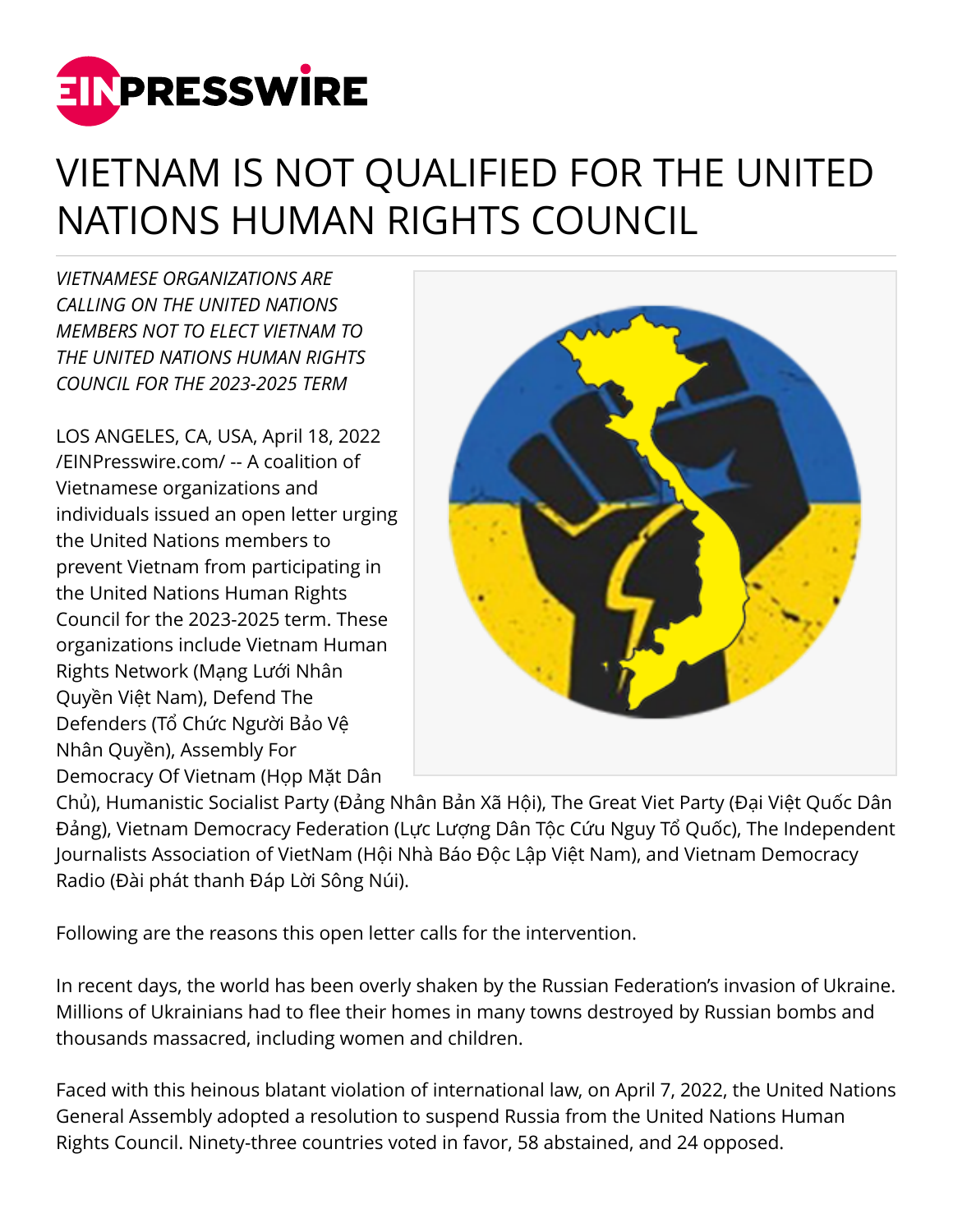# VIETNAM IS NOT QUALIFIED FOR THE UNITED NATIONS HUMAN RIGHTS COUNCIL

*VIETNAMESE ORGANIZATIONS ARE CALLING ON THE UNITED NATIONS MEMBERS NOT TO ELECT VIETNAM TO THE UNITED NATIONS HUMAN RIGHTS COUNCIL FOR THE 2023-2025 TERM*

LOS ANGELES, CA, USA, April 18, 2022 /EINPresswire.com/ -- A coalition of Vietnamese organizations and individuals issued an open letter urging the United Nations members to prevent Vietnam from participating in the United Nations Human Rights Council for the 2023-2025 term. These organizations include Vietnam Human Rights Network (Mạng Lưới Nhân Quyền Việt Nam), Defend The Defenders (Tổ Chức Người Bảo Vệ Nhân Quyền), Assembly For Democracy Of Vietnam (Họp Mặt Dân Chủ), Humanistic Socialist Party (Đảng Nhân Bản Xã Hội), The Great Viet Party (Đại Việt Quốc Dân Đảng), Vietnam Democracy Federation (Lực Lượng Dân Tộc Cứu Nguy Tổ Quốc), The Independent Journalists Association of VietNam (Hội Nhà Báo Độc Lập Việt Nam), and Vietnam Democracy Radio (Đài phát thanh Đáp Lời Sông Núi).

Following are the reasons this open letter calls for the intervention.

In recent days, the world has been overly shaken by the Russian Federation's invasion of Ukraine. Millions of Ukrainians had to flee their homes in many towns destroyed by Russian bombs and thousands massacred, including women and children.

Faced with this heinous blatant violation of international law, on April 7, 2022, the United Nations General Assembly adopted a resolution to suspend Russia from the United Nations Human Rights Council. Ninety-three countries voted in favor, 58 abstained, and 24 opposed.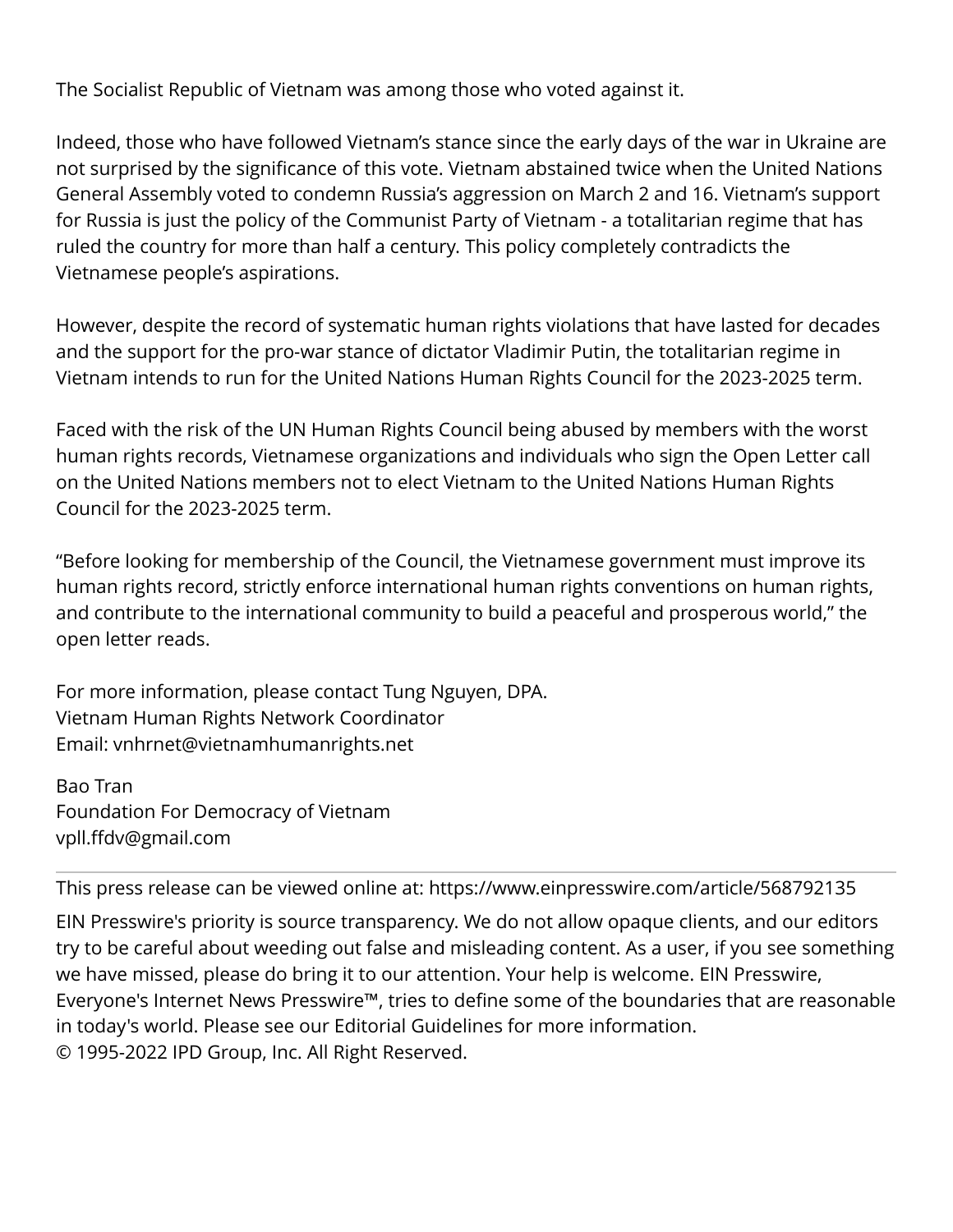The Socialist Republic of Vietnam was among those who voted against it.

Indeed, those who have followed Vietnam's stance since the early days of the war in Ukraine are not surprised by the significance of this vote. Vietnam abstained twice when the United Nations General Assembly voted to condemn Russia's aggression on March 2 and 16. Vietnam's support for Russia is just the policy of the Communist Party of Vietnam - a totalitarian regime that has ruled the country for more than half a century. This policy completely contradicts the Vietnamese people's aspirations.

However, despite the record of systematic human rights violations that have lasted for decades and the support for the pro-war stance of dictator Vladimir Putin, the totalitarian regime in Vietnam intends to run for the United Nations Human Rights Council for the 2023-2025 term.

Faced with the risk of the UN Human Rights Council being abused by members with the worst human rights records, Vietnamese organizations and individuals who sign the Open Letter call on the United Nations members not to elect Vietnam to the United Nations Human Rights Council for the 2023-2025 term.

"Before looking for membership of the Council, the Vietnamese government must improve its human rights record, strictly enforce international human rights conventions on human rights, and contribute to the international community to build a peaceful and prosperous world," the open letter reads.

For more information, please contact Tung Nguyen, DPA.
Vietnam Human Rights Network Coordinator
Email: vnhrnet@vietnamhumanrights.net

Bao Tran
Foundation For Democracy of Vietnam
vpll.ffdv@gmail.com

---

This press release can be viewed online at: https://www.einpresswire.com/article/568792135

EIN Presswire's priority is source transparency. We do not allow opaque clients, and our editors try to be careful about weeding out false and misleading content. As a user, if you see something we have missed, please do bring it to our attention. Your help is welcome. EIN Presswire, Everyone's Internet News Presswire™, tries to define some of the boundaries that are reasonable in today's world. Please see our Editorial Guidelines for more information.
© 1995-2022 IPD Group, Inc. All Right Reserved.